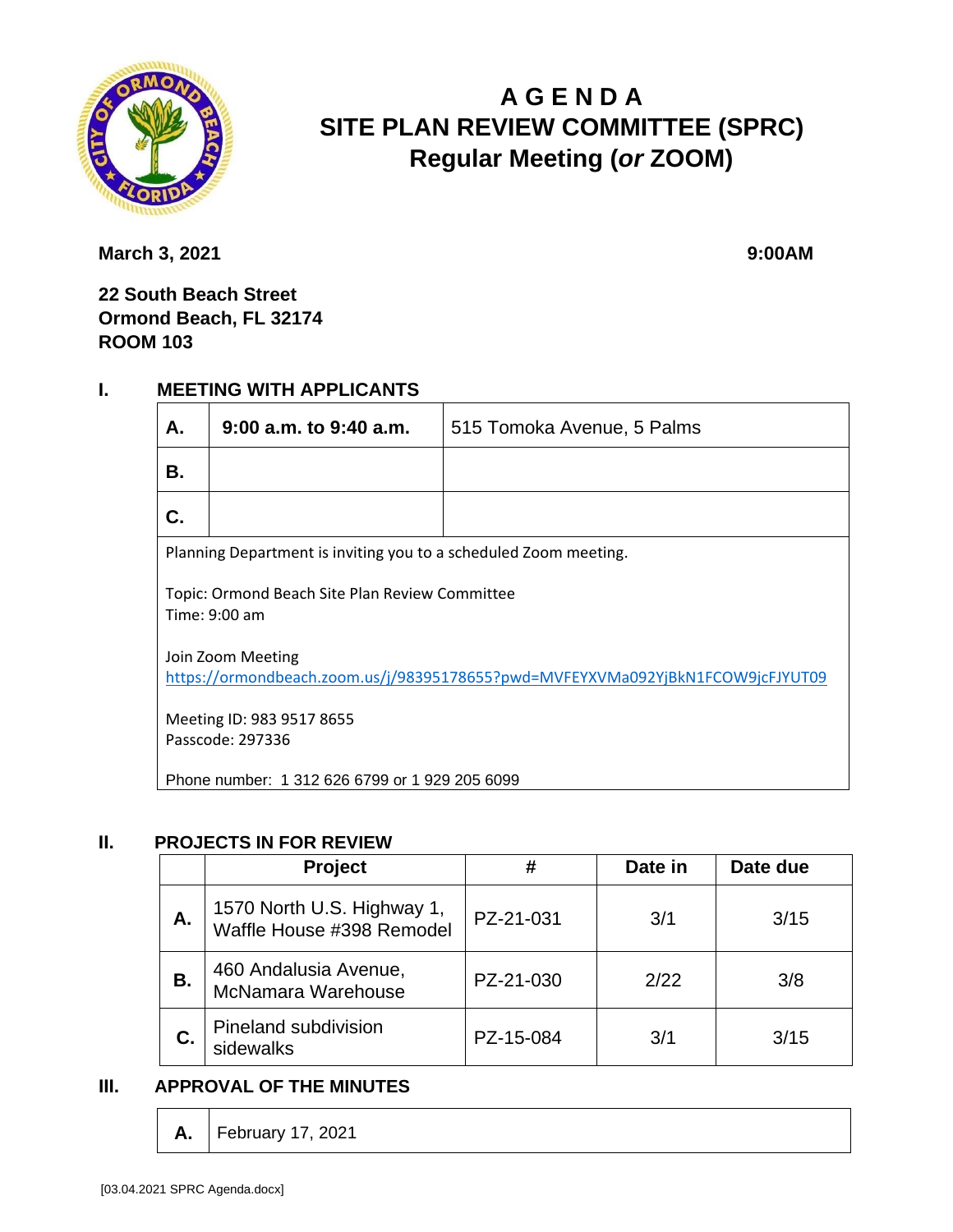# AGENDA
# SITE PLAN REVIEW COMMITTEE (SPRC)
# Regular Meeting (*or* ZOOM)

**March 3, 2021** **9:00AM**

**22 South Beach Street**
**Ormond Beach, FL 32174**
**ROOM 103**

## I. MEETING WITH APPLICANTS

| | | |
|---|---|---|
| **A.** | **9:00 a.m. to 9:40 a.m.** | 515 Tomoka Avenue, 5 Palms |
| **B.** | | |
| **C.** | | |

Planning Department is inviting you to a scheduled Zoom meeting.

Topic: Ormond Beach Site Plan Review Committee
Time: 9:00 am

Join Zoom Meeting
https://ormondbeach.zoom.us/j/98395178655?pwd=MVFEYXVMa092YjBkN1FCOW9jcFJYUT09

Meeting ID: 983 9517 8655
Passcode: 297336

Phone number: 1 312 626 6799 or 1 929 205 6099

## II. PROJECTS IN FOR REVIEW

| | Project | # | Date in | Date due |
|---|---|---|---|---|
| **A.** | 1570 North U.S. Highway 1, Waffle House #398 Remodel | PZ-21-031 | 3/1 | 3/15 |
| **B.** | 460 Andalusia Avenue, McNamara Warehouse | PZ-21-030 | 2/22 | 3/8 |
| **C.** | Pineland subdivision sidewalks | PZ-15-084 | 3/1 | 3/15 |

## III. APPROVAL OF THE MINUTES

| | |
|---|---|
| **A.** | February 17, 2021 |

[03.04.2021 SPRC Agenda.docx]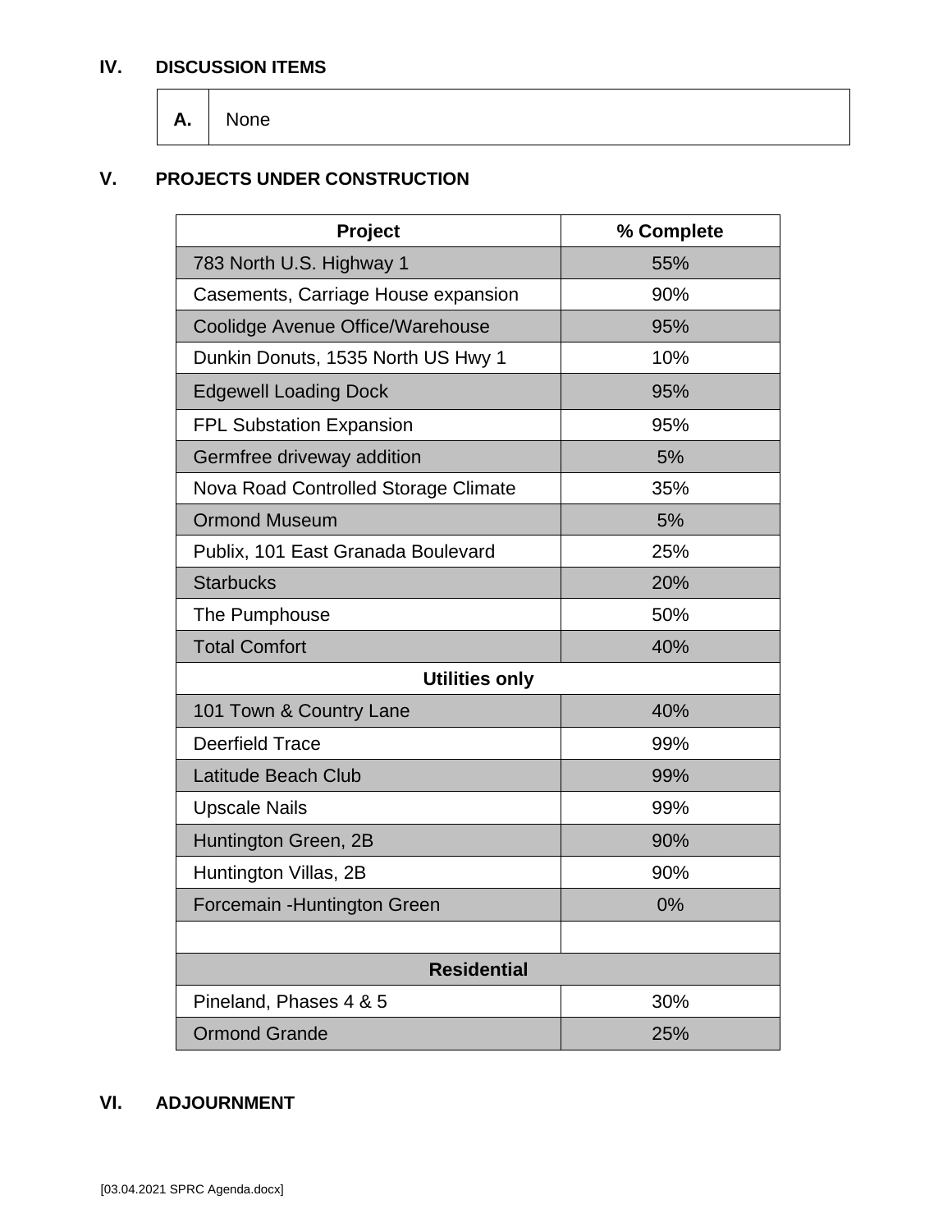## IV. DISCUSSION ITEMS

| | |
|---|---|
| **A.** | None |

## V. PROJECTS UNDER CONSTRUCTION

| Project | % Complete |
|---|---|
| 783 North U.S. Highway 1 | 55% |
| Casements, Carriage House expansion | 90% |
| Coolidge Avenue Office/Warehouse | 95% |
| Dunkin Donuts, 1535 North US Hwy 1 | 10% |
| Edgewell Loading Dock | 95% |
| FPL Substation Expansion | 95% |
| Germfree driveway addition | 5% |
| Nova Road Controlled Storage Climate | 35% |
| Ormond Museum | 5% |
| Publix, 101 East Granada Boulevard | 25% |
| Starbucks | 20% |
| The Pumphouse | 50% |
| Total Comfort | 40% |
| **Utilities only** | |
| 101 Town & Country Lane | 40% |
| Deerfield Trace | 99% |
| Latitude Beach Club | 99% |
| Upscale Nails | 99% |
| Huntington Green, 2B | 90% |
| Huntington Villas, 2B | 90% |
| Forcemain -Huntington Green | 0% |
| | |
| **Residential** | |
| Pineland, Phases 4 & 5 | 30% |
| Ormond Grande | 25% |

## VI. ADJOURNMENT

[03.04.2021 SPRC Agenda.docx]